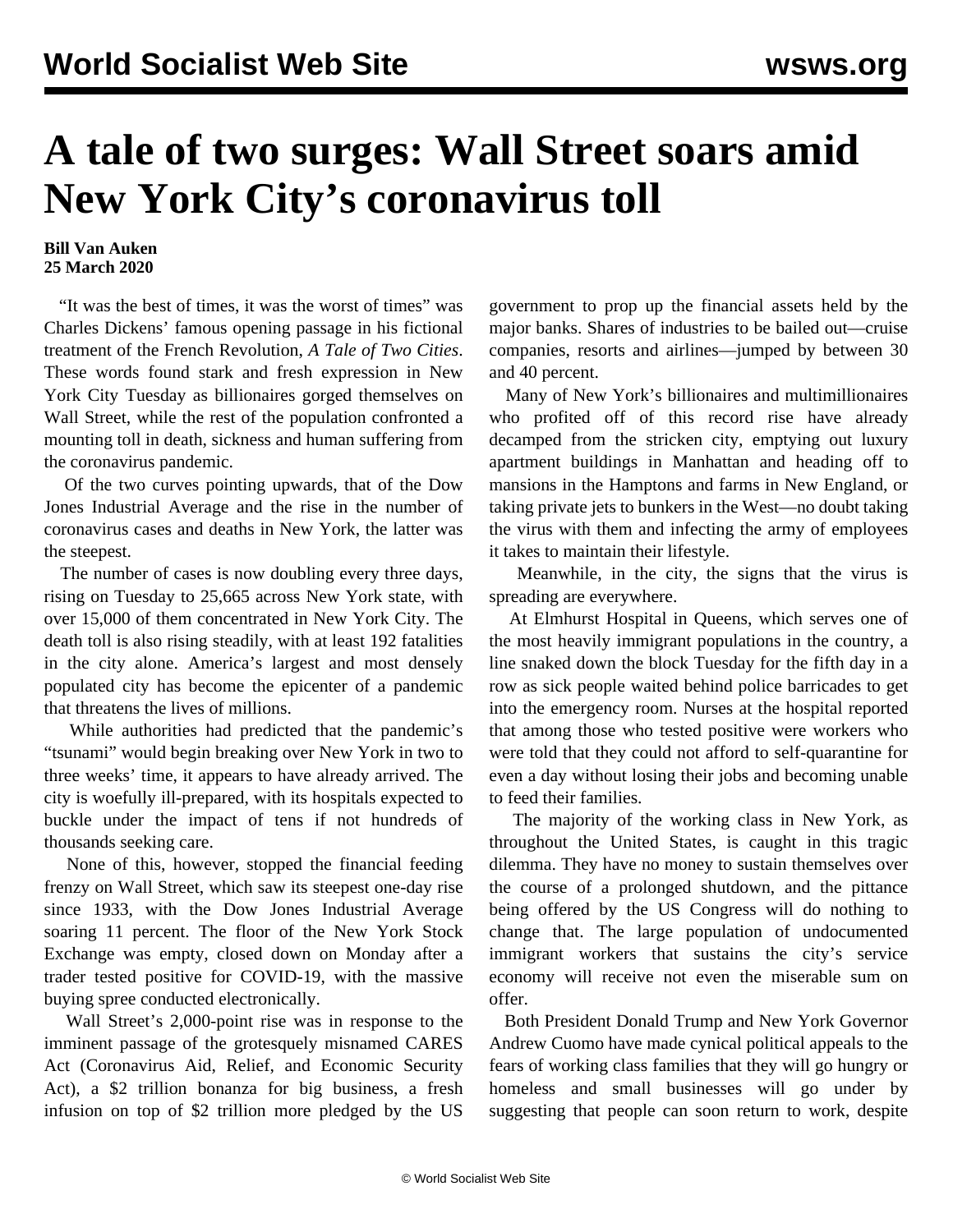# A tale of two surges: Wall Street soars amid New York City's coronavirus toll

**Bill Van Auken**
**25 March 2020**

"It was the best of times, it was the worst of times" was Charles Dickens' famous opening passage in his fictional treatment of the French Revolution, *A Tale of Two Cities*. These words found stark and fresh expression in New York City Tuesday as billionaires gorged themselves on Wall Street, while the rest of the population confronted a mounting toll in death, sickness and human suffering from the coronavirus pandemic.

Of the two curves pointing upwards, that of the Dow Jones Industrial Average and the rise in the number of coronavirus cases and deaths in New York, the latter was the steepest.

The number of cases is now doubling every three days, rising on Tuesday to 25,665 across New York state, with over 15,000 of them concentrated in New York City. The death toll is also rising steadily, with at least 192 fatalities in the city alone. America's largest and most densely populated city has become the epicenter of a pandemic that threatens the lives of millions.

While authorities had predicted that the pandemic's "tsunami" would begin breaking over New York in two to three weeks' time, it appears to have already arrived. The city is woefully ill-prepared, with its hospitals expected to buckle under the impact of tens if not hundreds of thousands seeking care.

None of this, however, stopped the financial feeding frenzy on Wall Street, which saw its steepest one-day rise since 1933, with the Dow Jones Industrial Average soaring 11 percent. The floor of the New York Stock Exchange was empty, closed down on Monday after a trader tested positive for COVID-19, with the massive buying spree conducted electronically.

Wall Street's 2,000-point rise was in response to the imminent passage of the grotesquely misnamed CARES Act (Coronavirus Aid, Relief, and Economic Security Act), a $2 trillion bonanza for big business, a fresh infusion on top of $2 trillion more pledged by the US government to prop up the financial assets held by the major banks. Shares of industries to be bailed out—cruise companies, resorts and airlines—jumped by between 30 and 40 percent.

Many of New York's billionaires and multimillionaires who profited off of this record rise have already decamped from the stricken city, emptying out luxury apartment buildings in Manhattan and heading off to mansions in the Hamptons and farms in New England, or taking private jets to bunkers in the West—no doubt taking the virus with them and infecting the army of employees it takes to maintain their lifestyle.

Meanwhile, in the city, the signs that the virus is spreading are everywhere.

At Elmhurst Hospital in Queens, which serves one of the most heavily immigrant populations in the country, a line snaked down the block Tuesday for the fifth day in a row as sick people waited behind police barricades to get into the emergency room. Nurses at the hospital reported that among those who tested positive were workers who were told that they could not afford to self-quarantine for even a day without losing their jobs and becoming unable to feed their families.

The majority of the working class in New York, as throughout the United States, is caught in this tragic dilemma. They have no money to sustain themselves over the course of a prolonged shutdown, and the pittance being offered by the US Congress will do nothing to change that. The large population of undocumented immigrant workers that sustains the city's service economy will receive not even the miserable sum on offer.

Both President Donald Trump and New York Governor Andrew Cuomo have made cynical political appeals to the fears of working class families that they will go hungry or homeless and small businesses will go under by suggesting that people can soon return to work, despite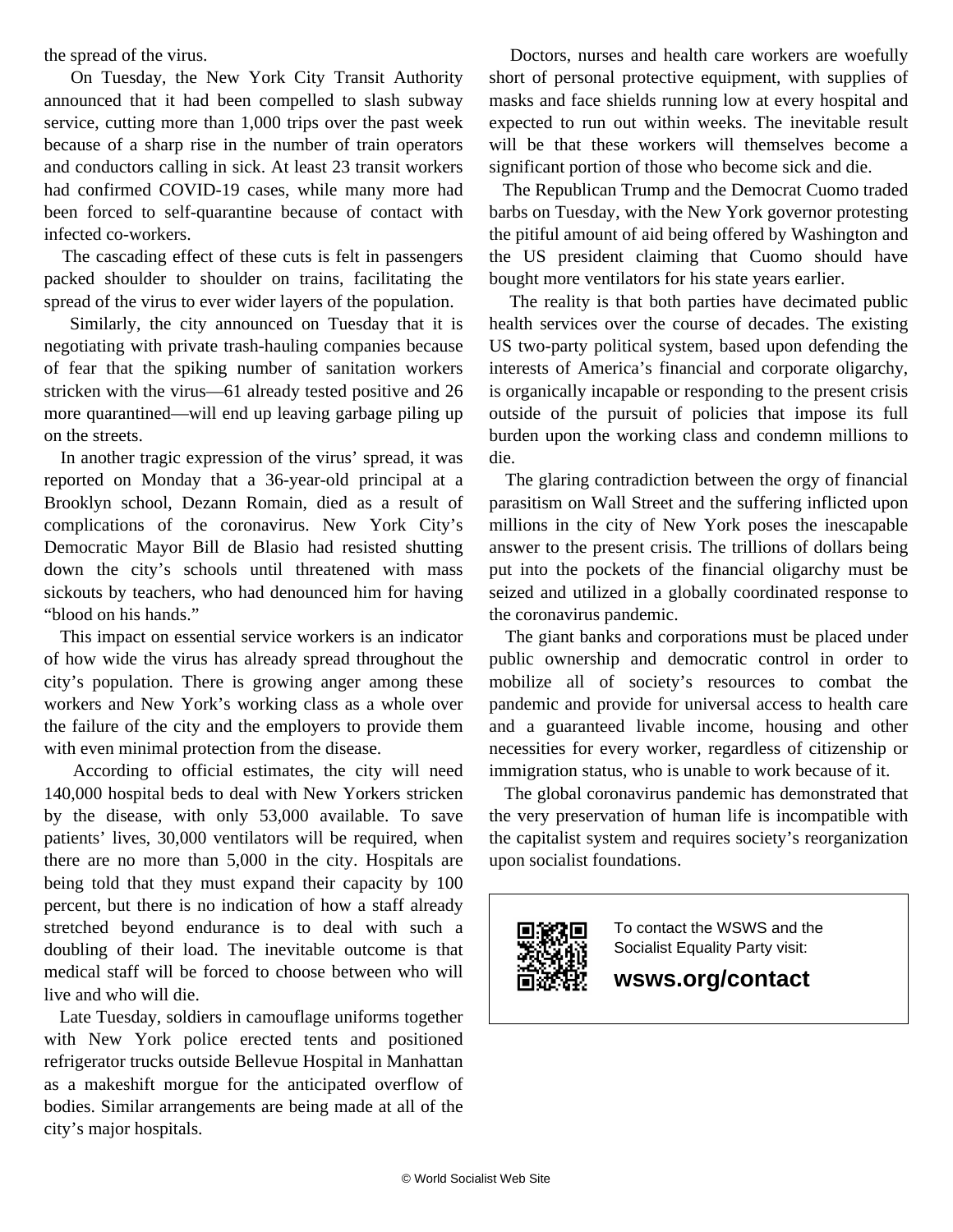the spread of the virus.

On Tuesday, the New York City Transit Authority announced that it had been compelled to slash subway service, cutting more than 1,000 trips over the past week because of a sharp rise in the number of train operators and conductors calling in sick. At least 23 transit workers had confirmed COVID-19 cases, while many more had been forced to self-quarantine because of contact with infected co-workers.

The cascading effect of these cuts is felt in passengers packed shoulder to shoulder on trains, facilitating the spread of the virus to ever wider layers of the population.

Similarly, the city announced on Tuesday that it is negotiating with private trash-hauling companies because of fear that the spiking number of sanitation workers stricken with the virus—61 already tested positive and 26 more quarantined—will end up leaving garbage piling up on the streets.

In another tragic expression of the virus' spread, it was reported on Monday that a 36-year-old principal at a Brooklyn school, Dezann Romain, died as a result of complications of the coronavirus. New York City's Democratic Mayor Bill de Blasio had resisted shutting down the city's schools until threatened with mass sickouts by teachers, who had denounced him for having "blood on his hands."

This impact on essential service workers is an indicator of how wide the virus has already spread throughout the city's population. There is growing anger among these workers and New York's working class as a whole over the failure of the city and the employers to provide them with even minimal protection from the disease.

According to official estimates, the city will need 140,000 hospital beds to deal with New Yorkers stricken by the disease, with only 53,000 available. To save patients' lives, 30,000 ventilators will be required, when there are no more than 5,000 in the city. Hospitals are being told that they must expand their capacity by 100 percent, but there is no indication of how a staff already stretched beyond endurance is to deal with such a doubling of their load. The inevitable outcome is that medical staff will be forced to choose between who will live and who will die.

Late Tuesday, soldiers in camouflage uniforms together with New York police erected tents and positioned refrigerator trucks outside Bellevue Hospital in Manhattan as a makeshift morgue for the anticipated overflow of bodies. Similar arrangements are being made at all of the city's major hospitals.

Doctors, nurses and health care workers are woefully short of personal protective equipment, with supplies of masks and face shields running low at every hospital and expected to run out within weeks. The inevitable result will be that these workers will themselves become a significant portion of those who become sick and die.

The Republican Trump and the Democrat Cuomo traded barbs on Tuesday, with the New York governor protesting the pitiful amount of aid being offered by Washington and the US president claiming that Cuomo should have bought more ventilators for his state years earlier.

The reality is that both parties have decimated public health services over the course of decades. The existing US two-party political system, based upon defending the interests of America's financial and corporate oligarchy, is organically incapable or responding to the present crisis outside of the pursuit of policies that impose its full burden upon the working class and condemn millions to die.

The glaring contradiction between the orgy of financial parasitism on Wall Street and the suffering inflicted upon millions in the city of New York poses the inescapable answer to the present crisis. The trillions of dollars being put into the pockets of the financial oligarchy must be seized and utilized in a globally coordinated response to the coronavirus pandemic.

The giant banks and corporations must be placed under public ownership and democratic control in order to mobilize all of society's resources to combat the pandemic and provide for universal access to health care and a guaranteed livable income, housing and other necessities for every worker, regardless of citizenship or immigration status, who is unable to work because of it.

The global coronavirus pandemic has demonstrated that the very preservation of human life is incompatible with the capitalist system and requires society's reorganization upon socialist foundations.

To contact the WSWS and the Socialist Equality Party visit:

**wsws.org/contact**